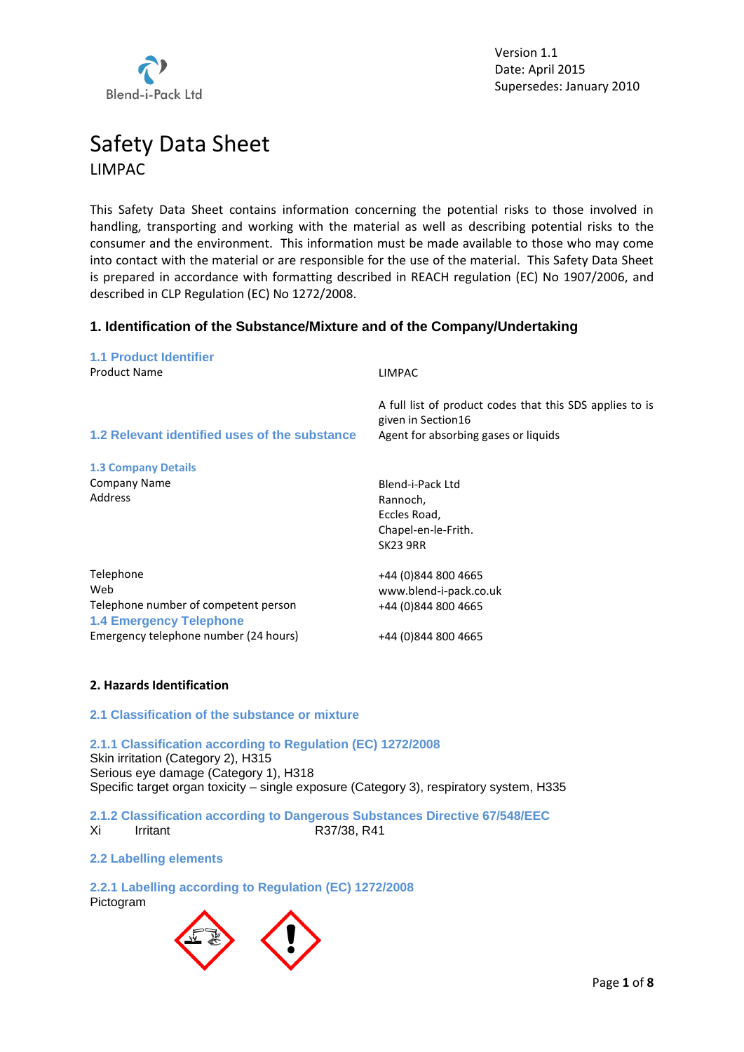Blend-i-Pack Ltd

Version 1.1
Date: April 2015
Supersedes: January 2010

# Safety Data Sheet

LIMPAC

This Safety Data Sheet contains information concerning the potential risks to those involved in handling, transporting and working with the material as well as describing potential risks to the consumer and the environment. This information must be made available to those who may come into contact with the material or are responsible for the use of the material. This Safety Data Sheet is prepared in accordance with formatting described in REACH regulation (EC) No 1907/2006, and described in CLP Regulation (EC) No 1272/2008.

## 1. Identification of the Substance/Mixture and of the Company/Undertaking

### 1.1 Product Identifier

| | |
|---|---|
| Product Name | LIMPAC |
| | A full list of product codes that this SDS applies to is given in Section16 |

### 1.2 Relevant identified uses of the substance

Agent for absorbing gases or liquids

### 1.3 Company Details

| | |
|---|---|
| Company Name | Blend-i-Pack Ltd |
| Address | Rannoch, Eccles Road, Chapel-en-le-Frith. SK23 9RR |
| Telephone | +44 (0)844 800 4665 |
| Web | www.blend-i-pack.co.uk |
| Telephone number of competent person | +44 (0)844 800 4665 |

### 1.4 Emergency Telephone

| | |
|---|---|
| Emergency telephone number (24 hours) | +44 (0)844 800 4665 |

## 2. Hazards Identification

### 2.1 Classification of the substance or mixture

#### 2.1.1 Classification according to Regulation (EC) 1272/2008

Skin irritation (Category 2), H315
Serious eye damage (Category 1), H318
Specific target organ toxicity – single exposure (Category 3), respiratory system, H335

#### 2.1.2 Classification according to Dangerous Substances Directive 67/548/EEC

Xi Irritant R37/38, R41

### 2.2 Labelling elements

#### 2.2.1 Labelling according to Regulation (EC) 1272/2008

Pictogram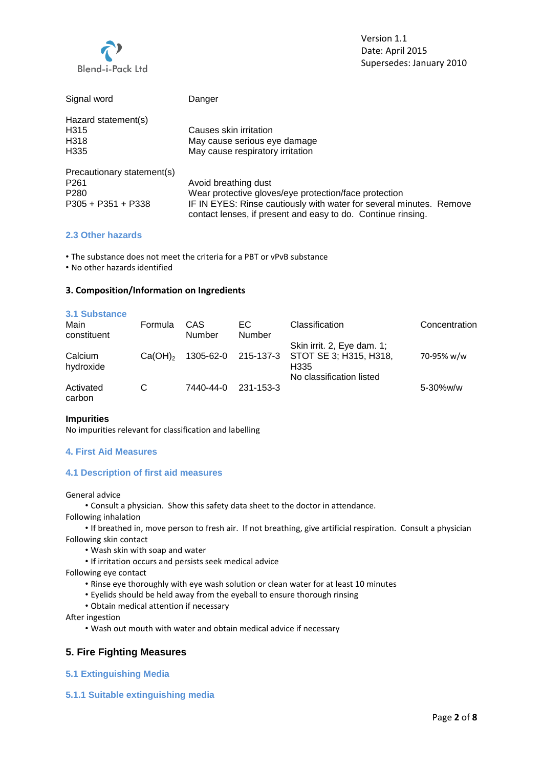| | |
|---|---|
| Signal word | Danger |

Hazard statement(s)

| | |
|---|---|
| H315 | Causes skin irritation |
| H318 | May cause serious eye damage |
| H335 | May cause respiratory irritation |

Precautionary statement(s)

| | |
|---|---|
| P261 | Avoid breathing dust |
| P280 | Wear protective gloves/eye protection/face protection |
| P305 + P351 + P338 | IF IN EYES: Rinse cautiously with water for several minutes. Remove contact lenses, if present and easy to do. Continue rinsing. |

### 2.3 Other hazards

- The substance does not meet the criteria for a PBT or vPvB substance
- No other hazards identified

## 3. Composition/Information on Ingredients

### 3.1 Substance

| Main constituent | Formula | CAS Number | EC Number | Classification | Concentration |
|---|---|---|---|---|---|
| Calcium hydroxide | $Ca(OH)_2$ | 1305-62-0 | 215-137-3 | Skin irrit. 2, Eye dam. 1; STOT SE 3; H315, H318, H335 | 70-95% w/w |
| Activated carbon | C | 7440-44-0 | 231-153-3 | No classification listed | 5-30%w/w |

**Impurities**

No impurities relevant for classification and labelling

## 4. First Aid Measures

### 4.1 Description of first aid measures

General advice
- Consult a physician. Show this safety data sheet to the doctor in attendance.

Following inhalation
- If breathed in, move person to fresh air. If not breathing, give artificial respiration. Consult a physician

Following skin contact
- Wash skin with soap and water
- If irritation occurs and persists seek medical advice

Following eye contact
- Rinse eye thoroughly with eye wash solution or clean water for at least 10 minutes
- Eyelids should be held away from the eyeball to ensure thorough rinsing
- Obtain medical attention if necessary

After ingestion
- Wash out mouth with water and obtain medical advice if necessary

## 5. Fire Fighting Measures

### 5.1 Extinguishing Media

#### 5.1.1 Suitable extinguishing media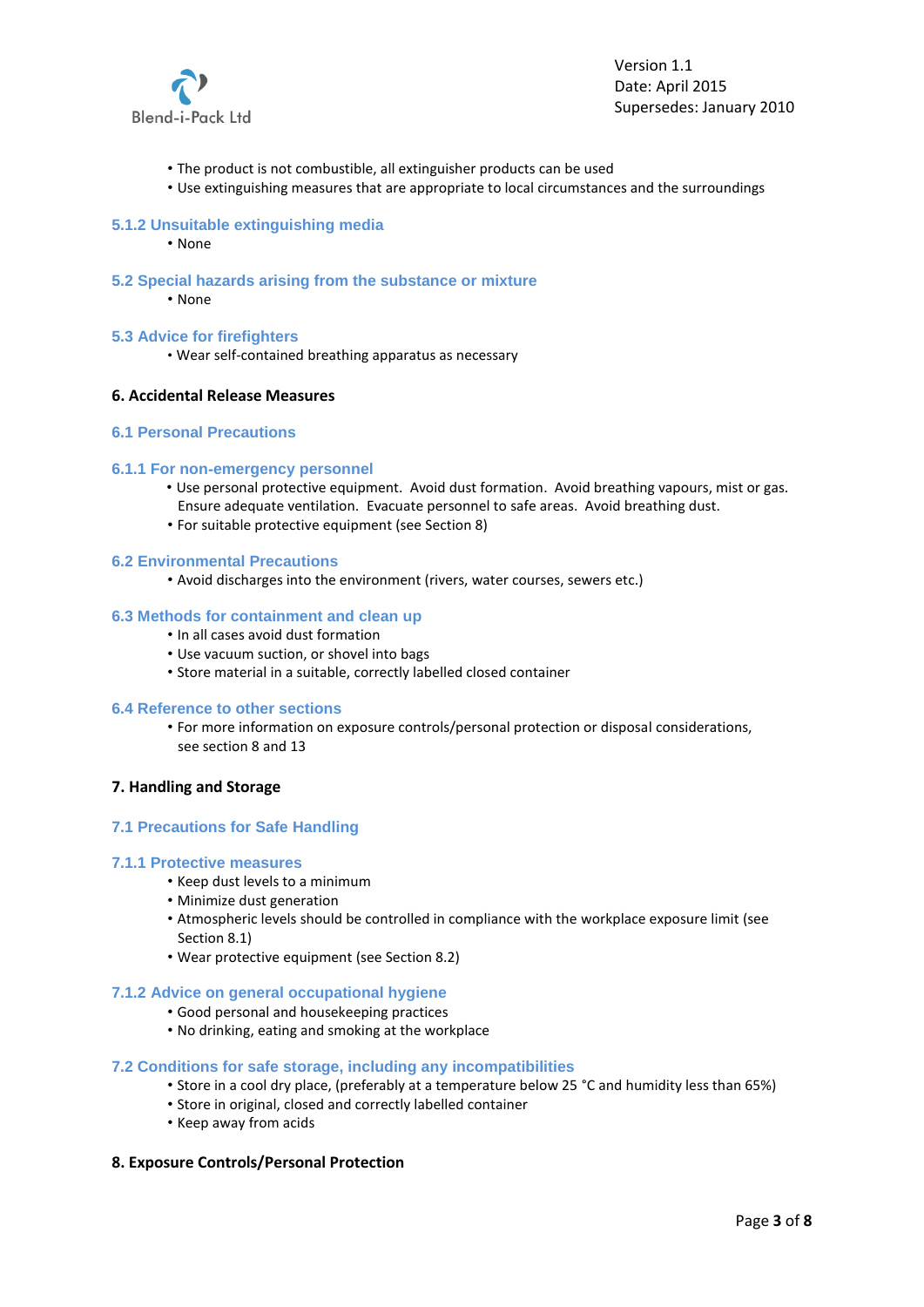- The product is not combustible, all extinguisher products can be used
- Use extinguishing measures that are appropriate to local circumstances and the surroundings

#### 5.1.2 Unsuitable extinguishing media

- None

### 5.2 Special hazards arising from the substance or mixture

- None

### 5.3 Advice for firefighters

- Wear self-contained breathing apparatus as necessary

## 6. Accidental Release Measures

### 6.1 Personal Precautions

#### 6.1.1 For non-emergency personnel

- Use personal protective equipment. Avoid dust formation. Avoid breathing vapours, mist or gas. Ensure adequate ventilation. Evacuate personnel to safe areas. Avoid breathing dust.
- For suitable protective equipment (see Section 8)

### 6.2 Environmental Precautions

- Avoid discharges into the environment (rivers, water courses, sewers etc.)

### 6.3 Methods for containment and clean up

- In all cases avoid dust formation
- Use vacuum suction, or shovel into bags
- Store material in a suitable, correctly labelled closed container

### 6.4 Reference to other sections

- For more information on exposure controls/personal protection or disposal considerations, see section 8 and 13

## 7. Handling and Storage

### 7.1 Precautions for Safe Handling

#### 7.1.1 Protective measures

- Keep dust levels to a minimum
- Minimize dust generation
- Atmospheric levels should be controlled in compliance with the workplace exposure limit (see Section 8.1)
- Wear protective equipment (see Section 8.2)

#### 7.1.2 Advice on general occupational hygiene

- Good personal and housekeeping practices
- No drinking, eating and smoking at the workplace

### 7.2 Conditions for safe storage, including any incompatibilities

- Store in a cool dry place, (preferably at a temperature below 25 °C and humidity less than 65%)
- Store in original, closed and correctly labelled container
- Keep away from acids

## 8. Exposure Controls/Personal Protection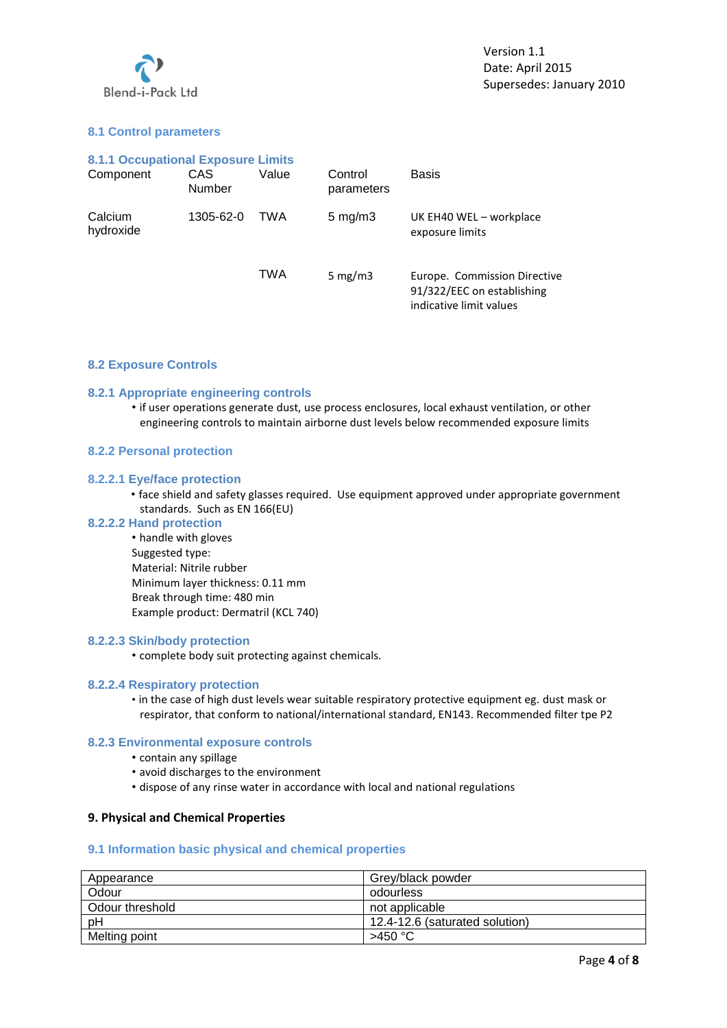### 8.1 Control parameters

#### 8.1.1 Occupational Exposure Limits

| Component | CAS Number | Value | Control parameters | Basis |
|---|---|---|---|---|
| Calcium hydroxide | 1305-62-0 | TWA | 5 mg/m3 | UK EH40 WEL – workplace exposure limits |
| | | TWA | 5 mg/m3 | Europe. Commission Directive 91/322/EEC on establishing indicative limit values |

### 8.2 Exposure Controls

#### 8.2.1 Appropriate engineering controls

- if user operations generate dust, use process enclosures, local exhaust ventilation, or other engineering controls to maintain airborne dust levels below recommended exposure limits

#### 8.2.2 Personal protection

##### 8.2.2.1 Eye/face protection

- face shield and safety glasses required. Use equipment approved under appropriate government standards. Such as EN 166(EU)

##### 8.2.2.2 Hand protection

- handle with gloves

Suggested type:
Material: Nitrile rubber
Minimum layer thickness: 0.11 mm
Break through time: 480 min
Example product: Dermatril (KCL 740)

##### 8.2.2.3 Skin/body protection

- complete body suit protecting against chemicals.

##### 8.2.2.4 Respiratory protection

- in the case of high dust levels wear suitable respiratory protective equipment eg. dust mask or respirator, that conform to national/international standard, EN143. Recommended filter tpe P2

#### 8.2.3 Environmental exposure controls

- contain any spillage
- avoid discharges to the environment
- dispose of any rinse water in accordance with local and national regulations

## 9. Physical and Chemical Properties

### 9.1 Information basic physical and chemical properties

| Appearance | Grey/black powder |
|---|---|
| Odour | odourless |
| Odour threshold | not applicable |
| pH | 12.4-12.6 (saturated solution) |
| Melting point | >450 °C |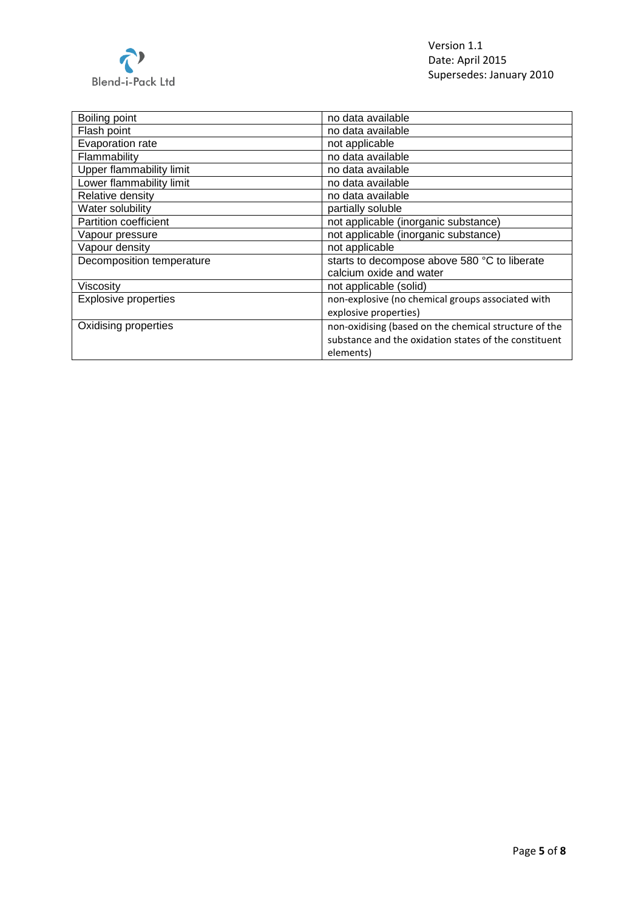| Boiling point | no data available |
| --- | --- |
| Flash point | no data available |
| Evaporation rate | not applicable |
| Flammability | no data available |
| Upper flammability limit | no data available |
| Lower flammability limit | no data available |
| Relative density | no data available |
| Water solubility | partially soluble |
| Partition coefficient | not applicable (inorganic substance) |
| Vapour pressure | not applicable (inorganic substance) |
| Vapour density | not applicable |
| Decomposition temperature | starts to decompose above 580 °C to liberate calcium oxide and water |
| Viscosity | not applicable (solid) |
| Explosive properties | non-explosive (no chemical groups associated with explosive properties) |
| Oxidising properties | non-oxidising (based on the chemical structure of the substance and the oxidation states of the constituent elements) |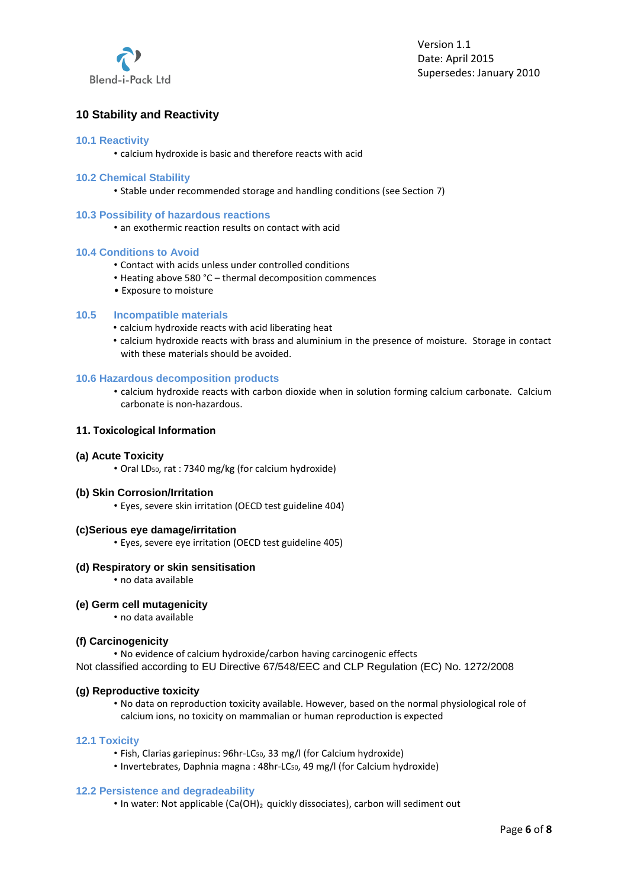## 10 Stability and Reactivity

### 10.1 Reactivity

- calcium hydroxide is basic and therefore reacts with acid

### 10.2 Chemical Stability

- Stable under recommended storage and handling conditions (see Section 7)

### 10.3 Possibility of hazardous reactions

- an exothermic reaction results on contact with acid

### 10.4 Conditions to Avoid

- Contact with acids unless under controlled conditions
- Heating above 580 °C – thermal decomposition commences
- Exposure to moisture

### 10.5 Incompatible materials

- calcium hydroxide reacts with acid liberating heat
- calcium hydroxide reacts with brass and aluminium in the presence of moisture. Storage in contact with these materials should be avoided.

### 10.6 Hazardous decomposition products

- calcium hydroxide reacts with carbon dioxide when in solution forming calcium carbonate. Calcium carbonate is non-hazardous.

## 11. Toxicological Information

### (a) Acute Toxicity

- Oral $LD_{50}$, rat : 7340 mg/kg (for calcium hydroxide)

### (b) Skin Corrosion/Irritation

- Eyes, severe skin irritation (OECD test guideline 404)

### (c)Serious eye damage/irritation

- Eyes, severe eye irritation (OECD test guideline 405)

### (d) Respiratory or skin sensitisation

- no data available

### (e) Germ cell mutagenicity

- no data available

### (f) Carcinogenicity

- No evidence of calcium hydroxide/carbon having carcinogenic effects

Not classified according to EU Directive 67/548/EEC and CLP Regulation (EC) No. 1272/2008

### (g) Reproductive toxicity

- No data on reproduction toxicity available. However, based on the normal physiological role of calcium ions, no toxicity on mammalian or human reproduction is expected

### 12.1 Toxicity

- Fish, Clarias gariepinus: 96hr-$LC_{50}$, 33 mg/l (for Calcium hydroxide)
- Invertebrates, Daphnia magna : 48hr-$LC_{50}$, 49 mg/l (for Calcium hydroxide)

### 12.2 Persistence and degradeability

- In water: Not applicable ($Ca(OH)_2$ quickly dissociates), carbon will sediment out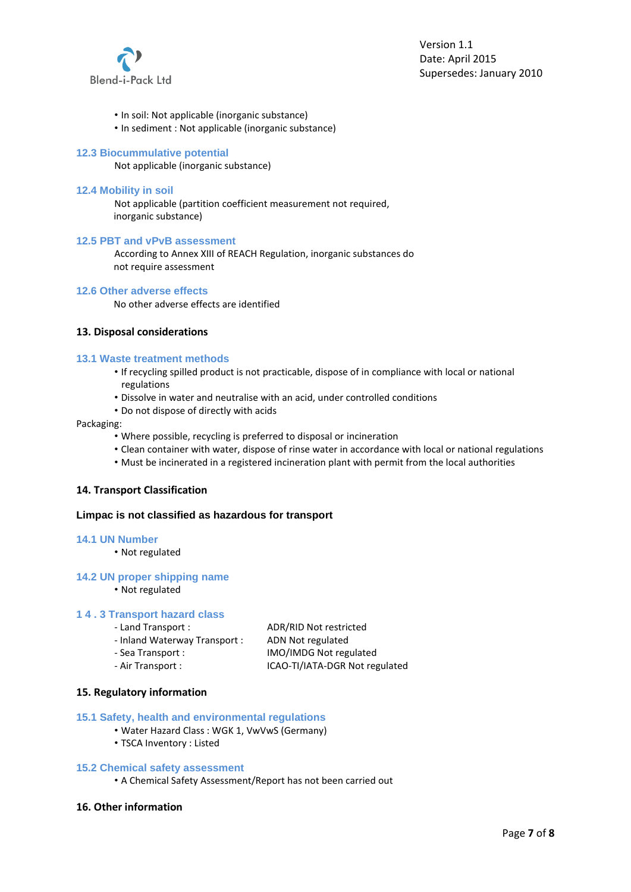- In soil: Not applicable (inorganic substance)
- In sediment : Not applicable (inorganic substance)

### 12.3 Biocummulative potential

Not applicable (inorganic substance)

### 12.4 Mobility in soil

Not applicable (partition coefficient measurement not required, inorganic substance)

### 12.5 PBT and vPvB assessment

According to Annex XIII of REACH Regulation, inorganic substances do not require assessment

### 12.6 Other adverse effects

No other adverse effects are identified

## 13. Disposal considerations

### 13.1 Waste treatment methods

- If recycling spilled product is not practicable, dispose of in compliance with local or national regulations
- Dissolve in water and neutralise with an acid, under controlled conditions
- Do not dispose of directly with acids

Packaging:

- Where possible, recycling is preferred to disposal or incineration
- Clean container with water, dispose of rinse water in accordance with local or national regulations
- Must be incinerated in a registered incineration plant with permit from the local authorities

## 14. Transport Classification

**Limpac is not classified as hazardous for transport**

### 14.1 UN Number

- Not regulated

### 14.2 UN proper shipping name

- Not regulated

### 1 4 . 3 Transport hazard class

| | |
|---|---|
| - Land Transport : | ADR/RID Not restricted |
| - Inland Waterway Transport : | ADN Not regulated |
| - Sea Transport : | IMO/IMDG Not regulated |
| - Air Transport : | ICAO-TI/IATA-DGR Not regulated |

## 15. Regulatory information

### 15.1 Safety, health and environmental regulations

- Water Hazard Class : WGK 1, VwVwS (Germany)
- TSCA Inventory : Listed

### 15.2 Chemical safety assessment

- A Chemical Safety Assessment/Report has not been carried out

## 16. Other information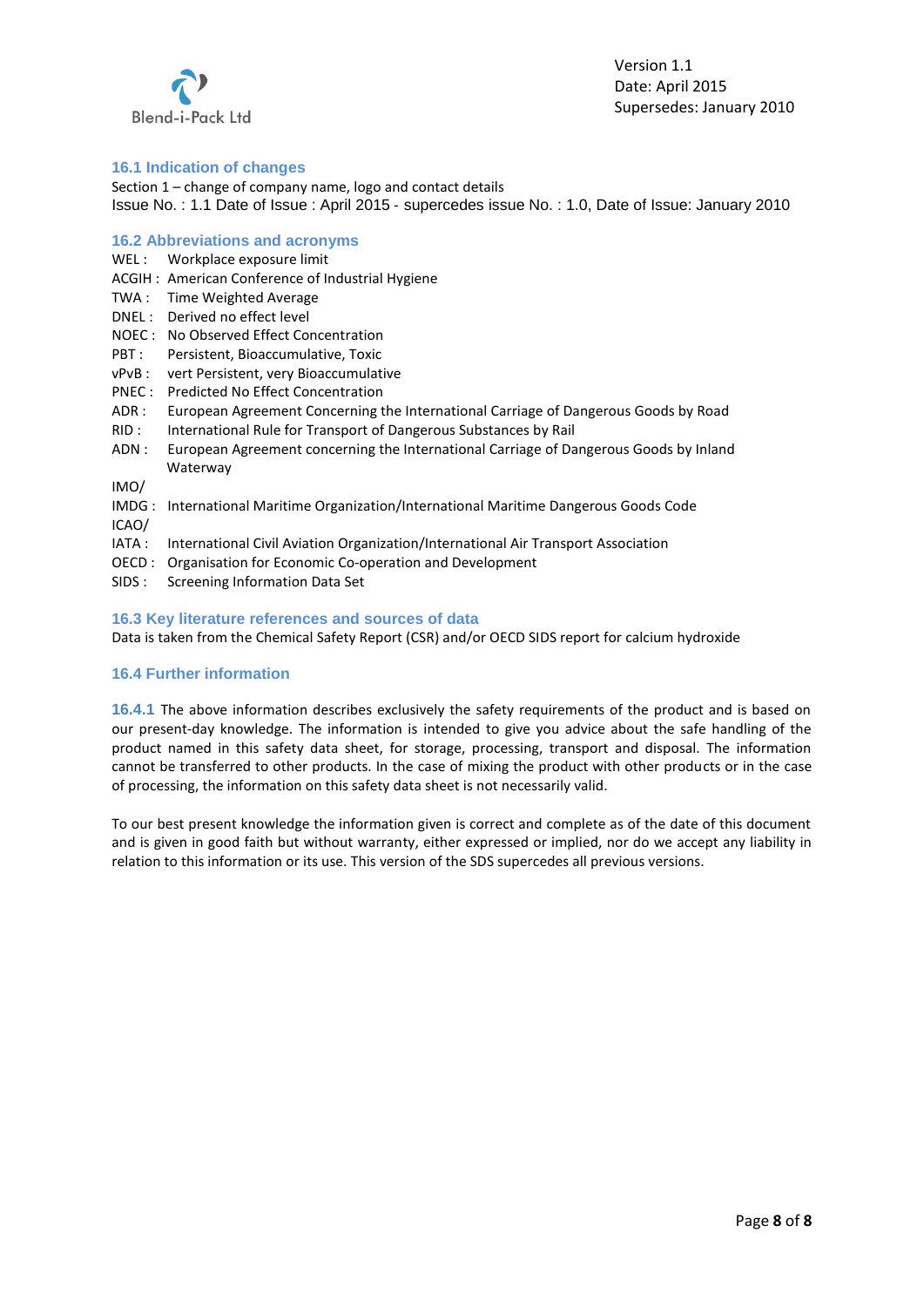### 16.1 Indication of changes

Section 1 – change of company name, logo and contact details

Issue No. : 1.1 Date of Issue : April 2015 - supercedes issue No. : 1.0, Date of Issue: January 2010

### 16.2 Abbreviations and acronyms

WEL : Workplace exposure limit

ACGIH : American Conference of Industrial Hygiene

TWA : Time Weighted Average

DNEL : Derived no effect level

NOEC : No Observed Effect Concentration

PBT : Persistent, Bioaccumulative, Toxic

vPvB : vert Persistent, very Bioaccumulative

PNEC : Predicted No Effect Concentration

ADR : European Agreement Concerning the International Carriage of Dangerous Goods by Road

RID : International Rule for Transport of Dangerous Substances by Rail

ADN : European Agreement concerning the International Carriage of Dangerous Goods by Inland Waterway

IMO/IMDG : International Maritime Organization/International Maritime Dangerous Goods Code

ICAO/IATA : International Civil Aviation Organization/International Air Transport Association

OECD : Organisation for Economic Co-operation and Development

SIDS : Screening Information Data Set

### 16.3 Key literature references and sources of data

Data is taken from the Chemical Safety Report (CSR) and/or OECD SIDS report for calcium hydroxide

### 16.4 Further information

**16.4.1** The above information describes exclusively the safety requirements of the product and is based on our present-day knowledge. The information is intended to give you advice about the safe handling of the product named in this safety data sheet, for storage, processing, transport and disposal. The information cannot be transferred to other products. In the case of mixing the product with other products or in the case of processing, the information on this safety data sheet is not necessarily valid.

To our best present knowledge the information given is correct and complete as of the date of this document and is given in good faith but without warranty, either expressed or implied, nor do we accept any liability in relation to this information or its use. This version of the SDS supercedes all previous versions.